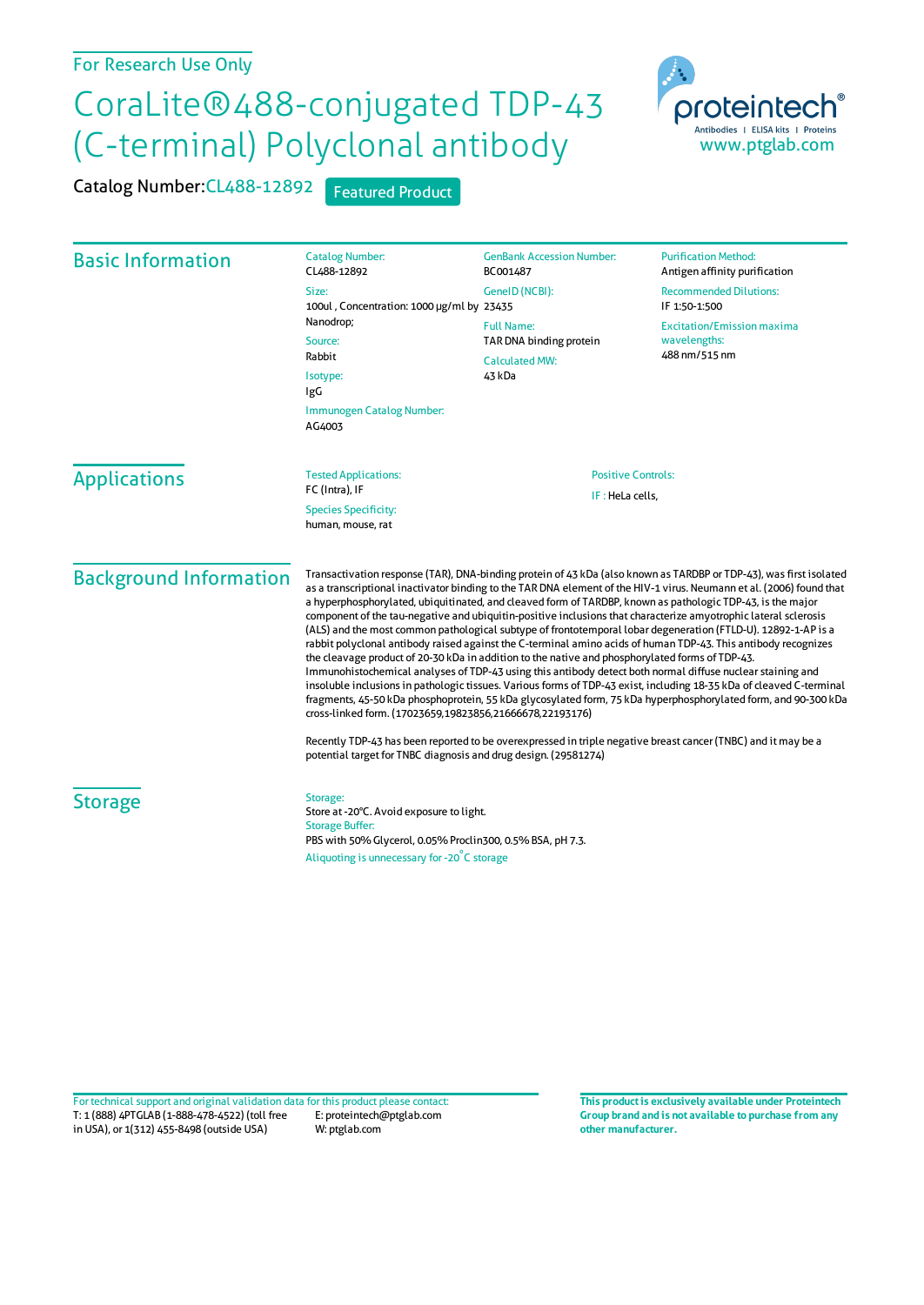For Research Use Only

# CoraLite®488-conjugated TDP-43 (C-terminal) Polyclonal antibody

proteintech® Antibodies | ELISA kits | Proteins www.ptglab.com

**Catalog Number:** CL488-12892 Featured Product

## Basic Information

**Catalog Number:**
CL488-12892

**Size:**
100ul , Concentration: 1000 μg/ml by Nanodrop;

**Source:**
Rabbit

**Isotype:**
IgG

**Immunogen Catalog Number:**
AG4003

**GenBank Accession Number:**
BC001487

**GeneID (NCBI):**
23435

**Full Name:**
TAR DNA binding protein

**Calculated MW:**
43 kDa

**Purification Method:**
Antigen affinity purification

**Recommended Dilutions:**
IF 1:50-1:500

**Excitation/Emission maxima wavelengths:**
488 nm/515 nm

## Applications

**Tested Applications:**
FC (Intra), IF

**Species Specificity:**
human, mouse, rat

**Positive Controls:**
IF : HeLa cells,

## Background Information

Transactivation response (TAR), DNA-binding protein of 43 kDa (also known as TARDBP or TDP-43), was first isolated as a transcriptional inactivator binding to the TAR DNA element of the HIV-1 virus. Neumann et al. (2006) found that a hyperphosphorylated, ubiquitinated, and cleaved form of TARDBP, known as pathologic TDP-43, is the major component of the tau-negative and ubiquitin-positive inclusions that characterize amyotrophic lateral sclerosis (ALS) and the most common pathological subtype of frontotemporal lobar degeneration (FTLD-U). 12892-1-AP is a rabbit polyclonal antibody raised against the C-terminal amino acids of human TDP-43. This antibody recognizes the cleavage product of 20-30 kDa in addition to the native and phosphorylated forms of TDP-43. Immunohistochemical analyses of TDP-43 using this antibody detect both normal diffuse nuclear staining and insoluble inclusions in pathologic tissues. Various forms of TDP-43 exist, including 18-35 kDa of cleaved C-terminal fragments, 45-50 kDa phosphoprotein, 55 kDa glycosylated form, 75 kDa hyperphosphorylated form, and 90-300 kDa cross-linked form. (17023659,19823856,21666678,22193176)

Recently TDP-43 has been reported to be overexpressed in triple negative breast cancer (TNBC) and it may be a potential target for TNBC diagnosis and drug design. (29581274)

## Storage

**Storage:**
Store at -20°C. Avoid exposure to light.

**Storage Buffer:**
PBS with 50% Glycerol, 0.05% Proclin300, 0.5% BSA, pH 7.3.

Aliquoting is unnecessary for -20°C storage

For technical support and original validation data for this product please contact:
T: 1 (888) 4PTGLAB (1-888-478-4522) (toll free in USA), or 1(312) 455-8498 (outside USA)
E: proteintech@ptglab.com
W: ptglab.com

**This product is exclusively available under Proteintech Group brand and is not available to purchase from any other manufacturer.**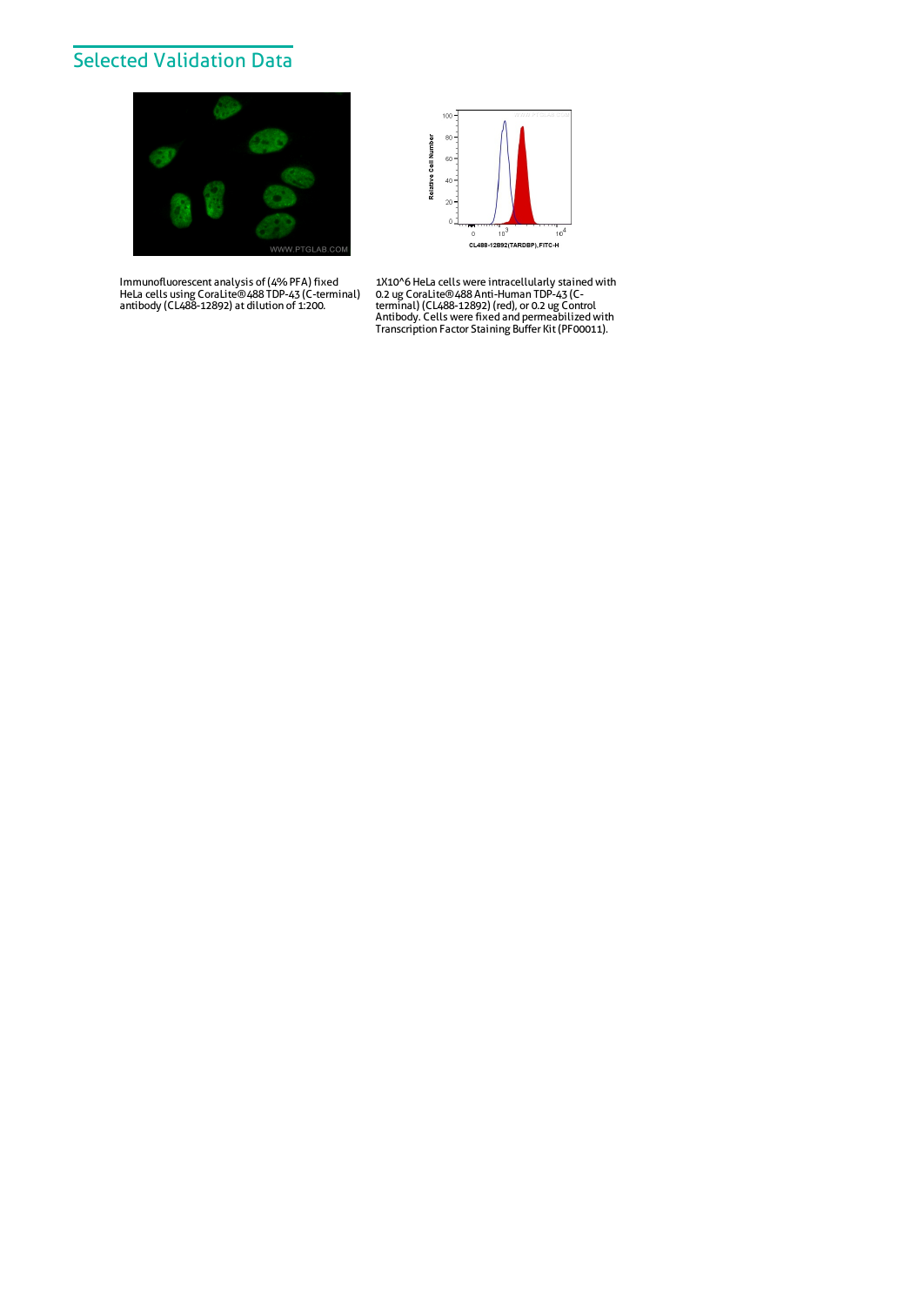## Selected Validation Data

WWW.PTGLAB.COM

Immunofluorescent analysis of (4% PFA) fixed HeLa cells using CoraLite®488 TDP-43 (C-terminal) antibody (CL488-12892) at dilution of 1:200.

Relative Cell Number

100
80
60
40
20
0

0
$10^3$
$10^4$

CL488-12892(TARDBP),FITC-H

WWW.PTGLAB.COM

1X10^6 HeLa cells were intracellularly stained with 0.2 ug CoraLite®488 Anti-Human TDP-43 (C-terminal) (CL488-12892) (red), or 0.2 ug Control Antibody. Cells were fixed and permeabilized with Transcription Factor Staining Buffer Kit (PF00011).